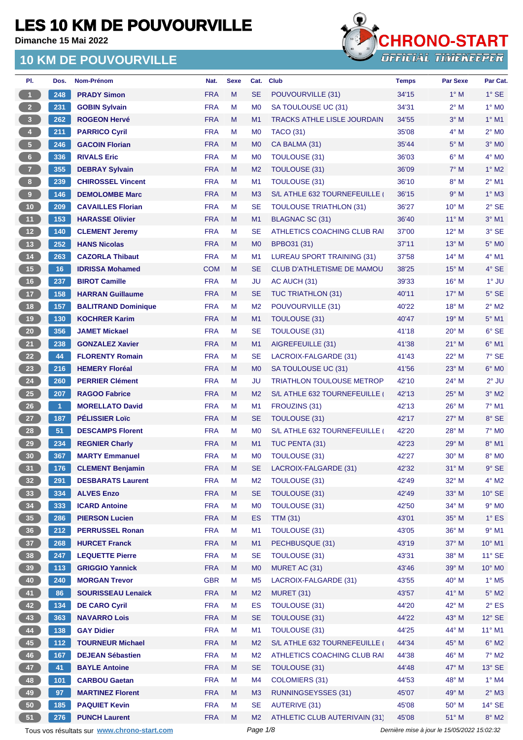# LES 10 KM DE POUVOURVILLE

**Dimanche 15 Mai 2022**

## 10 KM DE POUVOURVILLE

CHRONO-START
OFFICIAL TIMEKEEPER

| Pl. | Dos. | Nom-Prénom | Nat. | Sexe | Cat. | Club | Temps | Par Sexe | Par Cat. |
|---|---|---|---|---|---|---|---|---|---|
| 1 | 248 | **PRADY Simon** | FRA | M | SE | POUVOURVILLE (31) | 34'15 | 1° M | 1° SE |
| 2 | 231 | **GOBIN Sylvain** | FRA | M | M0 | SA TOULOUSE UC (31) | 34'31 | 2° M | 1° M0 |
| 3 | 262 | **ROGEON Hervé** | FRA | M | M1 | TRACKS ATHLE LISLE JOURDAIN | 34'55 | 3° M | 1° M1 |
| 4 | 211 | **PARRICO Cyril** | FRA | M | M0 | TACO (31) | 35'08 | 4° M | 2° M0 |
| 5 | 246 | **GACOIN Florian** | FRA | M | M0 | CA BALMA (31) | 35'44 | 5° M | 3° M0 |
| 6 | 336 | **RIVALS Eric** | FRA | M | M0 | TOULOUSE (31) | 36'03 | 6° M | 4° M0 |
| 7 | 355 | **DEBRAY Sylvain** | FRA | M | M2 | TOULOUSE (31) | 36'09 | 7° M | 1° M2 |
| 8 | 239 | **CHIROSSEL Vincent** | FRA | M | M1 | TOULOUSE (31) | 36'10 | 8° M | 2° M1 |
| 9 | 146 | **DEMOLOMBE Marc** | FRA | M | M3 | S/L ATHLE 632 TOURNEFEUILLE ( | 36'15 | 9° M | 1° M3 |
| 10 | 209 | **CAVAILLES Florian** | FRA | M | SE | TOULOUSE TRIATHLON (31) | 36'27 | 10° M | 2° SE |
| 11 | 153 | **HARASSE Olivier** | FRA | M | M1 | BLAGNAC SC (31) | 36'40 | 11° M | 3° M1 |
| 12 | 140 | **CLEMENT Jeremy** | FRA | M | SE | ATHLETICS COACHING CLUB RAI | 37'00 | 12° M | 3° SE |
| 13 | 252 | **HANS Nicolas** | FRA | M | M0 | BPBO31 (31) | 37'11 | 13° M | 5° M0 |
| 14 | 263 | **CAZORLA Thibaut** | FRA | M | M1 | LUREAU SPORT TRAINING (31) | 37'58 | 14° M | 4° M1 |
| 15 | 16 | **IDRISSA Mohamed** | COM | M | SE | CLUB D'ATHLETISME DE MAMOU | 38'25 | 15° M | 4° SE |
| 16 | 237 | **BIROT Camille** | FRA | M | JU | AC AUCH (31) | 39'33 | 16° M | 1° JU |
| 17 | 158 | **HARRAN Guillaume** | FRA | M | SE | TUC TRIATHLON (31) | 40'11 | 17° M | 5° SE |
| 18 | 157 | **BALITRAND Dominique** | FRA | M | M2 | POUVOURVILLE (31) | 40'22 | 18° M | 2° M2 |
| 19 | 130 | **KOCHRER Karim** | FRA | M | M1 | TOULOUSE (31) | 40'47 | 19° M | 5° M1 |
| 20 | 356 | **JAMET Mickael** | FRA | M | SE | TOULOUSE (31) | 41'18 | 20° M | 6° SE |
| 21 | 238 | **GONZALEZ Xavier** | FRA | M | M1 | AIGREFEUILLE (31) | 41'38 | 21° M | 6° M1 |
| 22 | 44 | **FLORENTY Romain** | FRA | M | SE | LACROIX-FALGARDE (31) | 41'43 | 22° M | 7° SE |
| 23 | 216 | **HEMERY Floréal** | FRA | M | M0 | SA TOULOUSE UC (31) | 41'56 | 23° M | 6° M0 |
| 24 | 260 | **PERRIER Clément** | FRA | M | JU | TRIATHLON TOULOUSE METROP | 42'10 | 24° M | 2° JU |
| 25 | 207 | **RAGOO Fabrice** | FRA | M | M2 | S/L ATHLE 632 TOURNEFEUILLE ( | 42'13 | 25° M | 3° M2 |
| 26 | 1 | **MORELLATO David** | FRA | M | M1 | FROUZINS (31) | 42'13 | 26° M | 7° M1 |
| 27 | 187 | **PÉLISSIER Loïc** | FRA | M | SE | TOULOUSE (31) | 42'17 | 27° M | 8° SE |
| 28 | 51 | **DESCAMPS Florent** | FRA | M | M0 | S/L ATHLE 632 TOURNEFEUILLE ( | 42'20 | 28° M | 7° M0 |
| 29 | 234 | **REGNIER Charly** | FRA | M | M1 | TUC PENTA (31) | 42'23 | 29° M | 8° M1 |
| 30 | 367 | **MARTY Emmanuel** | FRA | M | M0 | TOULOUSE (31) | 42'27 | 30° M | 8° M0 |
| 31 | 176 | **CLEMENT Benjamin** | FRA | M | SE | LACROIX-FALGARDE (31) | 42'32 | 31° M | 9° SE |
| 32 | 291 | **DESBARATS Laurent** | FRA | M | M2 | TOULOUSE (31) | 42'49 | 32° M | 4° M2 |
| 33 | 334 | **ALVES Enzo** | FRA | M | SE | TOULOUSE (31) | 42'49 | 33° M | 10° SE |
| 34 | 333 | **ICARD Antoine** | FRA | M | M0 | TOULOUSE (31) | 42'50 | 34° M | 9° M0 |
| 35 | 286 | **PIERSON Lucien** | FRA | M | ES | TTM (31) | 43'01 | 35° M | 1° ES |
| 36 | 212 | **PERRUSSEL Ronan** | FRA | M | M1 | TOULOUSE (31) | 43'05 | 36° M | 9° M1 |
| 37 | 268 | **HURCET Franck** | FRA | M | M1 | PECHBUSQUE (31) | 43'19 | 37° M | 10° M1 |
| 38 | 247 | **LEQUETTE Pierre** | FRA | M | SE | TOULOUSE (31) | 43'31 | 38° M | 11° SE |
| 39 | 113 | **GRIGGIO Yannick** | FRA | M | M0 | MURET AC (31) | 43'46 | 39° M | 10° M0 |
| 40 | 240 | **MORGAN Trevor** | GBR | M | M5 | LACROIX-FALGARDE (31) | 43'55 | 40° M | 1° M5 |
| 41 | 86 | **SOURISSEAU Lenaïck** | FRA | M | M2 | MURET (31) | 43'57 | 41° M | 5° M2 |
| 42 | 134 | **DE CARO Cyril** | FRA | M | ES | TOULOUSE (31) | 44'20 | 42° M | 2° ES |
| 43 | 363 | **NAVARRO Lois** | FRA | M | SE | TOULOUSE (31) | 44'22 | 43° M | 12° SE |
| 44 | 138 | **GAY Didier** | FRA | M | M1 | TOULOUSE (31) | 44'25 | 44° M | 11° M1 |
| 45 | 112 | **TOURNEUR Michael** | FRA | M | M2 | S/L ATHLE 632 TOURNEFEUILLE ( | 44'34 | 45° M | 6° M2 |
| 46 | 167 | **DEJEAN Sébastien** | FRA | M | M2 | ATHLETICS COACHING CLUB RAI | 44'38 | 46° M | 7° M2 |
| 47 | 41 | **BAYLE Antoine** | FRA | M | SE | TOULOUSE (31) | 44'48 | 47° M | 13° SE |
| 48 | 101 | **CARBOU Gaetan** | FRA | M | M4 | COLOMIERS (31) | 44'53 | 48° M | 1° M4 |
| 49 | 97 | **MARTINEZ Florent** | FRA | M | M3 | RUNNINGSEYSSES (31) | 45'07 | 49° M | 2° M3 |
| 50 | 185 | **PAQUIET Kevin** | FRA | M | SE | AUTERIVE (31) | 45'08 | 50° M | 14° SE |
| 51 | 276 | **PUNCH Laurent** | FRA | M | M2 | ATHLETIC CLUB AUTERIVAIN (31) | 45'08 | 51° M | 8° M2 |

Tous vos résultats sur www.chrono-start.com

*Dernière mise à jour le 15/05/2022 15:02:32*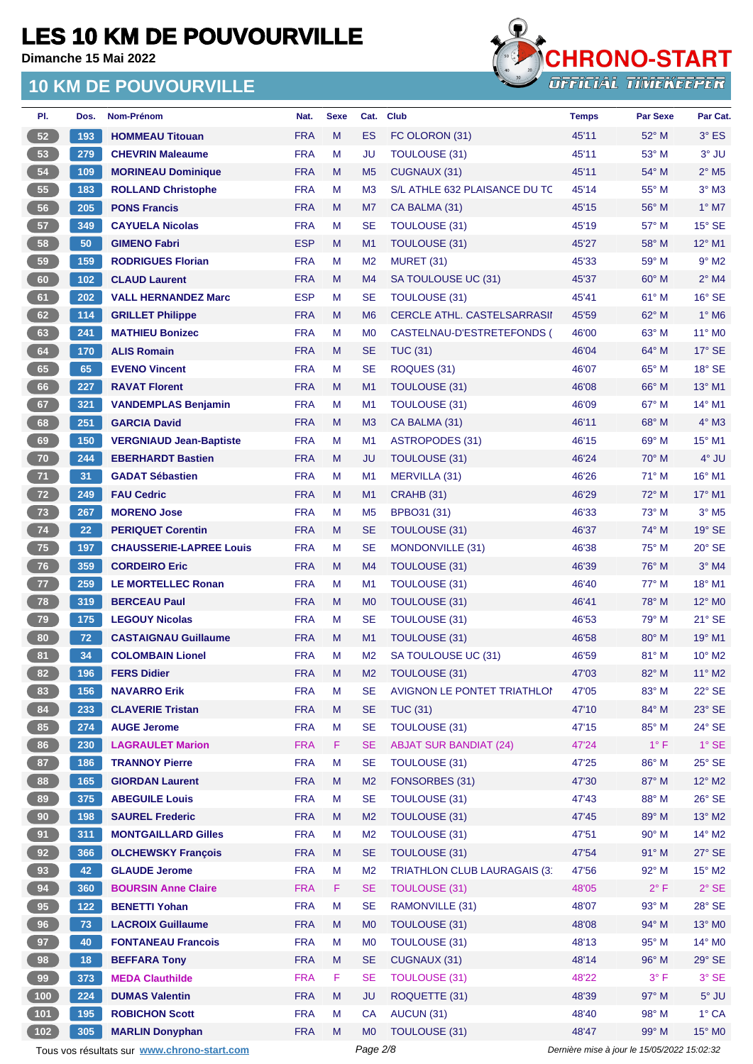# LES 10 KM DE POUVOURVILLE

**Dimanche 15 Mai 2022**

## 10 KM DE POUVOURVILLE

| Pl. | Dos. | Nom-Prénom | Nat. | Sexe | Cat. | Club | Temps | Par Sexe | Par Cat. |
|---|---|---|---|---|---|---|---|---|---|
| 52 | 193 | HOMMEAU Titouan | FRA | M | ES | FC OLORON (31) | 45'11 | 52° M | 3° ES |
| 53 | 279 | CHEVRIN Maleaume | FRA | M | JU | TOULOUSE (31) | 45'11 | 53° M | 3° JU |
| 54 | 109 | MORINEAU Dominique | FRA | M | M5 | CUGNAUX (31) | 45'11 | 54° M | 2° M5 |
| 55 | 183 | ROLLAND Christophe | FRA | M | M3 | S/L ATHLE 632 PLAISANCE DU TC | 45'14 | 55° M | 3° M3 |
| 56 | 205 | PONS Francis | FRA | M | M7 | CA BALMA (31) | 45'15 | 56° M | 1° M7 |
| 57 | 349 | CAYUELA Nicolas | FRA | M | SE | TOULOUSE (31) | 45'19 | 57° M | 15° SE |
| 58 | 50 | GIMENO Fabri | ESP | M | M1 | TOULOUSE (31) | 45'27 | 58° M | 12° M1 |
| 59 | 159 | RODRIGUES Florian | FRA | M | M2 | MURET (31) | 45'33 | 59° M | 9° M2 |
| 60 | 102 | CLAUD Laurent | FRA | M | M4 | SA TOULOUSE UC (31) | 45'37 | 60° M | 2° M4 |
| 61 | 202 | VALL HERNANDEZ Marc | ESP | M | SE | TOULOUSE (31) | 45'41 | 61° M | 16° SE |
| 62 | 114 | GRILLET Philippe | FRA | M | M6 | CERCLE ATHL. CASTELSARRASII | 45'59 | 62° M | 1° M6 |
| 63 | 241 | MATHIEU Bonizec | FRA | M | M0 | CASTELNAU-D'ESTRETEFONDS ( | 46'00 | 63° M | 11° M0 |
| 64 | 170 | ALIS Romain | FRA | M | SE | TUC (31) | 46'04 | 64° M | 17° SE |
| 65 | 65 | EVENO Vincent | FRA | M | SE | ROQUES (31) | 46'07 | 65° M | 18° SE |
| 66 | 227 | RAVAT Florent | FRA | M | M1 | TOULOUSE (31) | 46'08 | 66° M | 13° M1 |
| 67 | 321 | VANDEMPLAS Benjamin | FRA | M | M1 | TOULOUSE (31) | 46'09 | 67° M | 14° M1 |
| 68 | 251 | GARCIA David | FRA | M | M3 | CA BALMA (31) | 46'11 | 68° M | 4° M3 |
| 69 | 150 | VERGNIAUD Jean-Baptiste | FRA | M | M1 | ASTROPODES (31) | 46'15 | 69° M | 15° M1 |
| 70 | 244 | EBERHARDT Bastien | FRA | M | JU | TOULOUSE (31) | 46'24 | 70° M | 4° JU |
| 71 | 31 | GADAT Sébastien | FRA | M | M1 | MERVILLA (31) | 46'26 | 71° M | 16° M1 |
| 72 | 249 | FAU Cedric | FRA | M | M1 | CRAHB (31) | 46'29 | 72° M | 17° M1 |
| 73 | 267 | MORENO Jose | FRA | M | M5 | BPBO31 (31) | 46'33 | 73° M | 3° M5 |
| 74 | 22 | PERIQUET Corentin | FRA | M | SE | TOULOUSE (31) | 46'37 | 74° M | 19° SE |
| 75 | 197 | CHAUSSERIE-LAPREE Louis | FRA | M | SE | MONDONVILLE (31) | 46'38 | 75° M | 20° SE |
| 76 | 359 | CORDEIRO Eric | FRA | M | M4 | TOULOUSE (31) | 46'39 | 76° M | 3° M4 |
| 77 | 259 | LE MORTELLEC Ronan | FRA | M | M1 | TOULOUSE (31) | 46'40 | 77° M | 18° M1 |
| 78 | 319 | BERCEAU Paul | FRA | M | M0 | TOULOUSE (31) | 46'41 | 78° M | 12° M0 |
| 79 | 175 | LEGOUY Nicolas | FRA | M | SE | TOULOUSE (31) | 46'53 | 79° M | 21° SE |
| 80 | 72 | CASTAIGNAU Guillaume | FRA | M | M1 | TOULOUSE (31) | 46'58 | 80° M | 19° M1 |
| 81 | 34 | COLOMBAIN Lionel | FRA | M | M2 | SA TOULOUSE UC (31) | 46'59 | 81° M | 10° M2 |
| 82 | 196 | FERS Didier | FRA | M | M2 | TOULOUSE (31) | 47'03 | 82° M | 11° M2 |
| 83 | 156 | NAVARRO Erik | FRA | M | SE | AVIGNON LE PONTET TRIATHLOI | 47'05 | 83° M | 22° SE |
| 84 | 233 | CLAVERIE Tristan | FRA | M | SE | TUC (31) | 47'10 | 84° M | 23° SE |
| 85 | 274 | AUGE Jerome | FRA | M | SE | TOULOUSE (31) | 47'15 | 85° M | 24° SE |
| 86 | 230 | LAGRAULET Marion | FRA | F | SE | ABJAT SUR BANDIAT (24) | 47'24 | 1° F | 1° SE |
| 87 | 186 | TRANNOY Pierre | FRA | M | SE | TOULOUSE (31) | 47'25 | 86° M | 25° SE |
| 88 | 165 | GIORDAN Laurent | FRA | M | M2 | FONSORBES (31) | 47'30 | 87° M | 12° M2 |
| 89 | 375 | ABEGUILE Louis | FRA | M | SE | TOULOUSE (31) | 47'43 | 88° M | 26° SE |
| 90 | 198 | SAUREL Frederic | FRA | M | M2 | TOULOUSE (31) | 47'45 | 89° M | 13° M2 |
| 91 | 311 | MONTGAILLARD Gilles | FRA | M | M2 | TOULOUSE (31) | 47'51 | 90° M | 14° M2 |
| 92 | 366 | OLCHEWSKY François | FRA | M | SE | TOULOUSE (31) | 47'54 | 91° M | 27° SE |
| 93 | 42 | GLAUDE Jerome | FRA | M | M2 | TRIATHLON CLUB LAURAGAIS (3: | 47'56 | 92° M | 15° M2 |
| 94 | 360 | BOURSIN Anne Claire | FRA | F | SE | TOULOUSE (31) | 48'05 | 2° F | 2° SE |
| 95 | 122 | BENETTI Yohan | FRA | M | SE | RAMONVILLE (31) | 48'07 | 93° M | 28° SE |
| 96 | 73 | LACROIX Guillaume | FRA | M | M0 | TOULOUSE (31) | 48'08 | 94° M | 13° M0 |
| 97 | 40 | FONTANEAU Francois | FRA | M | M0 | TOULOUSE (31) | 48'13 | 95° M | 14° M0 |
| 98 | 18 | BEFFARA Tony | FRA | M | SE | CUGNAUX (31) | 48'14 | 96° M | 29° SE |
| 99 | 373 | MEDA Clauthilde | FRA | F | SE | TOULOUSE (31) | 48'22 | 3° F | 3° SE |
| 100 | 224 | DUMAS Valentin | FRA | M | JU | ROQUETTE (31) | 48'39 | 97° M | 5° JU |
| 101 | 195 | ROBICHON Scott | FRA | M | CA | AUCUN (31) | 48'40 | 98° M | 1° CA |
| 102 | 305 | MARLIN Donyphan | FRA | M | M0 | TOULOUSE (31) | 48'47 | 99° M | 15° M0 |

Tous vos résultats sur www.chrono-start.com

Dernière mise à jour le 15/05/2022 15:02:32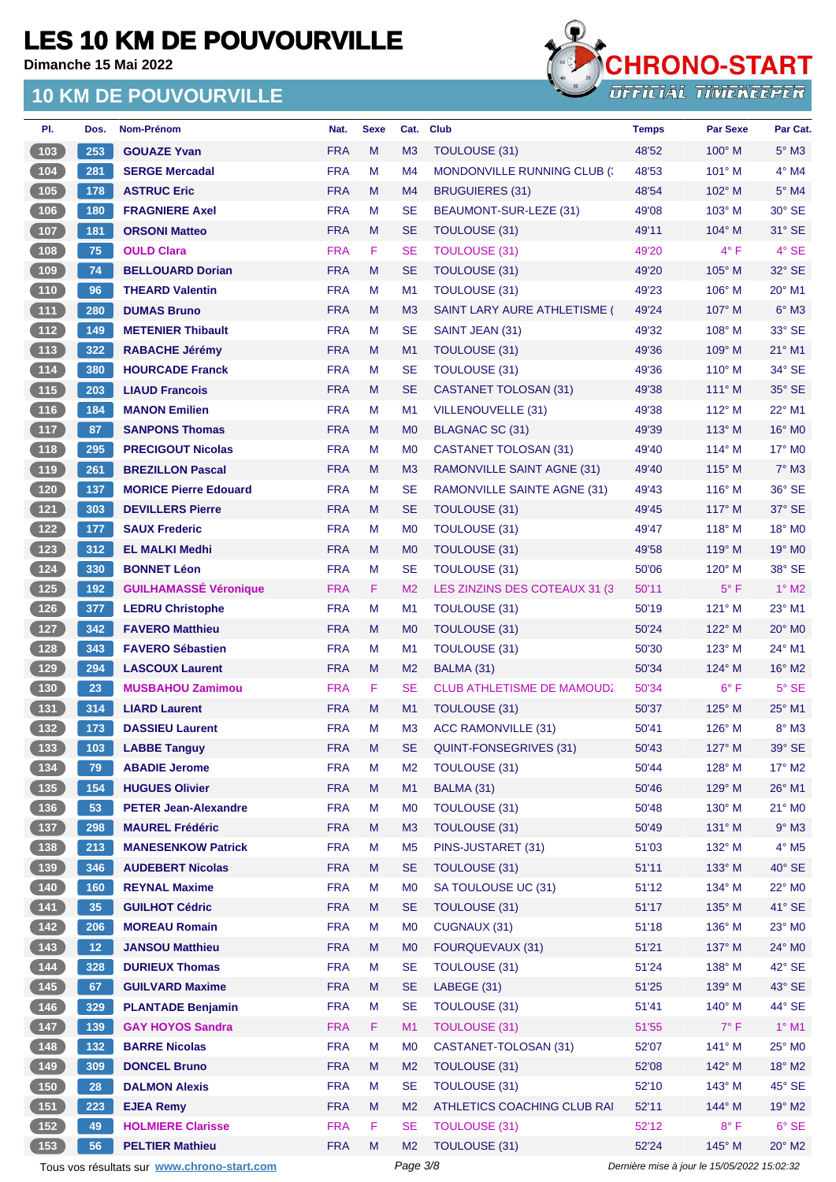# LES 10 KM DE POUVOURVILLE

**Dimanche 15 Mai 2022**

## 10 KM DE POUVOURVILLE

CHRONO-START
OFFICIAL TIMEKEEPER

| Pl. | Dos. | Nom-Prénom | Nat. | Sexe | Cat. | Club | Temps | Par Sexe | Par Cat. |
|---|---|---|---|---|---|---|---|---|---|
| 103 | 253 | GOUAZE Yvan | FRA | M | M3 | TOULOUSE (31) | 48'52 | 100° M | 5° M3 |
| 104 | 281 | SERGE Mercadal | FRA | M | M4 | MONDONVILLE RUNNING CLUB (: | 48'53 | 101° M | 4° M4 |
| 105 | 178 | ASTRUC Eric | FRA | M | M4 | BRUGUIERES (31) | 48'54 | 102° M | 5° M4 |
| 106 | 180 | FRAGNIERE Axel | FRA | M | SE | BEAUMONT-SUR-LEZE (31) | 49'08 | 103° M | 30° SE |
| 107 | 181 | ORSONI Matteo | FRA | M | SE | TOULOUSE (31) | 49'11 | 104° M | 31° SE |
| 108 | 75 | OULD Clara | FRA | F | SE | TOULOUSE (31) | 49'20 | 4° F | 4° SE |
| 109 | 74 | BELLOUARD Dorian | FRA | M | SE | TOULOUSE (31) | 49'20 | 105° M | 32° SE |
| 110 | 96 | THEARD Valentin | FRA | M | M1 | TOULOUSE (31) | 49'23 | 106° M | 20° M1 |
| 111 | 280 | DUMAS Bruno | FRA | M | M3 | SAINT LARY AURE ATHLETISME ( | 49'24 | 107° M | 6° M3 |
| 112 | 149 | METENIER Thibault | FRA | M | SE | SAINT JEAN (31) | 49'32 | 108° M | 33° SE |
| 113 | 322 | RABACHE Jérémy | FRA | M | M1 | TOULOUSE (31) | 49'36 | 109° M | 21° M1 |
| 114 | 380 | HOURCADE Franck | FRA | M | SE | TOULOUSE (31) | 49'36 | 110° M | 34° SE |
| 115 | 203 | LIAUD Francois | FRA | M | SE | CASTANET TOLOSAN (31) | 49'38 | 111° M | 35° SE |
| 116 | 184 | MANON Emilien | FRA | M | M1 | VILLENOUVELLE (31) | 49'38 | 112° M | 22° M1 |
| 117 | 87 | SANPONS Thomas | FRA | M | M0 | BLAGNAC SC (31) | 49'39 | 113° M | 16° M0 |
| 118 | 295 | PRECIGOUT Nicolas | FRA | M | M0 | CASTANET TOLOSAN (31) | 49'40 | 114° M | 17° M0 |
| 119 | 261 | BREZILLON Pascal | FRA | M | M3 | RAMONVILLE SAINT AGNE (31) | 49'40 | 115° M | 7° M3 |
| 120 | 137 | MORICE Pierre Edouard | FRA | M | SE | RAMONVILLE SAINTE AGNE (31) | 49'43 | 116° M | 36° SE |
| 121 | 303 | DEVILLERS Pierre | FRA | M | SE | TOULOUSE (31) | 49'45 | 117° M | 37° SE |
| 122 | 177 | SAUX Frederic | FRA | M | M0 | TOULOUSE (31) | 49'47 | 118° M | 18° M0 |
| 123 | 312 | EL MALKI Medhi | FRA | M | M0 | TOULOUSE (31) | 49'58 | 119° M | 19° M0 |
| 124 | 330 | BONNET Léon | FRA | M | SE | TOULOUSE (31) | 50'06 | 120° M | 38° SE |
| 125 | 192 | GUILHAMASSÉ Véronique | FRA | F | M2 | LES ZINZINS DES COTEAUX 31 (3 | 50'11 | 5° F | 1° M2 |
| 126 | 377 | LEDRU Christophe | FRA | M | M1 | TOULOUSE (31) | 50'19 | 121° M | 23° M1 |
| 127 | 342 | FAVERO Matthieu | FRA | M | M0 | TOULOUSE (31) | 50'24 | 122° M | 20° M0 |
| 128 | 343 | FAVERO Sébastien | FRA | M | M1 | TOULOUSE (31) | 50'30 | 123° M | 24° M1 |
| 129 | 294 | LASCOUX Laurent | FRA | M | M2 | BALMA (31) | 50'34 | 124° M | 16° M2 |
| 130 | 23 | MUSBAHOU Zamimou | FRA | F | SE | CLUB ATHLETISME DE MAMOUDZ | 50'34 | 6° F | 5° SE |
| 131 | 314 | LIARD Laurent | FRA | M | M1 | TOULOUSE (31) | 50'37 | 125° M | 25° M1 |
| 132 | 173 | DASSIEU Laurent | FRA | M | M3 | ACC RAMONVILLE (31) | 50'41 | 126° M | 8° M3 |
| 133 | 103 | LABBE Tanguy | FRA | M | SE | QUINT-FONSEGRIVES (31) | 50'43 | 127° M | 39° SE |
| 134 | 79 | ABADIE Jerome | FRA | M | M2 | TOULOUSE (31) | 50'44 | 128° M | 17° M2 |
| 135 | 154 | HUGUES Olivier | FRA | M | M1 | BALMA (31) | 50'46 | 129° M | 26° M1 |
| 136 | 53 | PETER Jean-Alexandre | FRA | M | M0 | TOULOUSE (31) | 50'48 | 130° M | 21° M0 |
| 137 | 298 | MAUREL Frédéric | FRA | M | M3 | TOULOUSE (31) | 50'49 | 131° M | 9° M3 |
| 138 | 213 | MANESENKOW Patrick | FRA | M | M5 | PINS-JUSTARET (31) | 51'03 | 132° M | 4° M5 |
| 139 | 346 | AUDEBERT Nicolas | FRA | M | SE | TOULOUSE (31) | 51'11 | 133° M | 40° SE |
| 140 | 160 | REYNAL Maxime | FRA | M | M0 | SA TOULOUSE UC (31) | 51'12 | 134° M | 22° M0 |
| 141 | 35 | GUILHOT Cédric | FRA | M | SE | TOULOUSE (31) | 51'17 | 135° M | 41° SE |
| 142 | 206 | MOREAU Romain | FRA | M | M0 | CUGNAUX (31) | 51'18 | 136° M | 23° M0 |
| 143 | 12 | JANSOU Matthieu | FRA | M | M0 | FOURQUEVAUX (31) | 51'21 | 137° M | 24° M0 |
| 144 | 328 | DURIEUX Thomas | FRA | M | SE | TOULOUSE (31) | 51'24 | 138° M | 42° SE |
| 145 | 67 | GUILVARD Maxime | FRA | M | SE | LABEGE (31) | 51'25 | 139° M | 43° SE |
| 146 | 329 | PLANTADE Benjamin | FRA | M | SE | TOULOUSE (31) | 51'41 | 140° M | 44° SE |
| 147 | 139 | GAY HOYOS Sandra | FRA | F | M1 | TOULOUSE (31) | 51'55 | 7° F | 1° M1 |
| 148 | 132 | BARRE Nicolas | FRA | M | M0 | CASTANET-TOLOSAN (31) | 52'07 | 141° M | 25° M0 |
| 149 | 309 | DONCEL Bruno | FRA | M | M2 | TOULOUSE (31) | 52'08 | 142° M | 18° M2 |
| 150 | 28 | DALMON Alexis | FRA | M | SE | TOULOUSE (31) | 52'10 | 143° M | 45° SE |
| 151 | 223 | EJEA Remy | FRA | M | M2 | ATHLETICS COACHING CLUB RAI | 52'11 | 144° M | 19° M2 |
| 152 | 49 | HOLMIERE Clarisse | FRA | F | SE | TOULOUSE (31) | 52'12 | 8° F | 6° SE |
| 153 | 56 | PELTIER Mathieu | FRA | M | M2 | TOULOUSE (31) | 52'24 | 145° M | 20° M2 |

Tous vos résultats sur www.chrono-start.com

*Dernière mise à jour le 15/05/2022 15:02:32*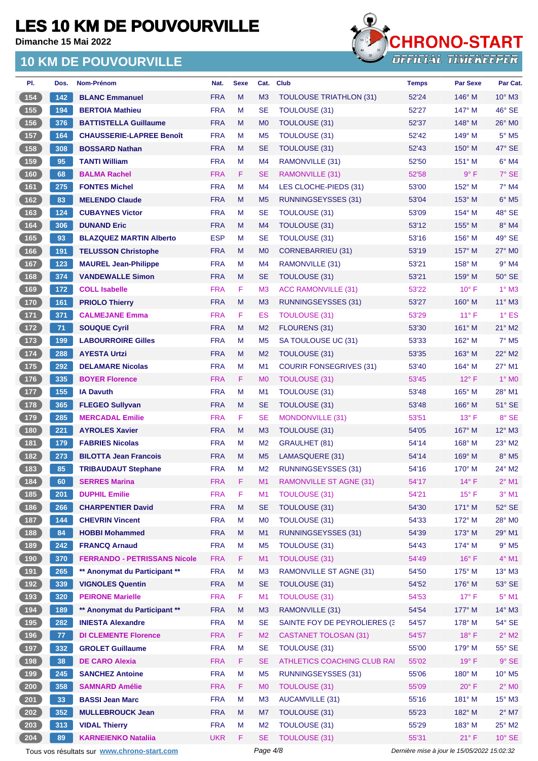# LES 10 KM DE POUVOURVILLE

**Dimanche 15 Mai 2022**

## 10 KM DE POUVOURVILLE

| Pl. | Dos. | Nom-Prénom | Nat. | Sexe | Cat. | Club | Temps | Par Sexe | Par Cat. |
|---|---|---|---|---|---|---|---|---|---|
| 154 | 142 | **BLANC Emmanuel** | FRA | M | M3 | TOULOUSE TRIATHLON (31) | 52'24 | 146° M | 10° M3 |
| 155 | 194 | **BERTOIA Mathieu** | FRA | M | SE | TOULOUSE (31) | 52'27 | 147° M | 46° SE |
| 156 | 376 | **BATTISTELLA Guillaume** | FRA | M | M0 | TOULOUSE (31) | 52'37 | 148° M | 26° M0 |
| 157 | 164 | **CHAUSSERIE-LAPREE Benoît** | FRA | M | M5 | TOULOUSE (31) | 52'42 | 149° M | 5° M5 |
| 158 | 308 | **BOSSARD Nathan** | FRA | M | SE | TOULOUSE (31) | 52'43 | 150° M | 47° SE |
| 159 | 95 | **TANTI William** | FRA | M | M4 | RAMONVILLE (31) | 52'50 | 151° M | 6° M4 |
| 160 | 68 | **BALMA Rachel** | FRA | F | SE | RAMONVILLE (31) | 52'58 | 9° F | 7° SE |
| 161 | 275 | **FONTES Michel** | FRA | M | M4 | LES CLOCHE-PIEDS (31) | 53'00 | 152° M | 7° M4 |
| 162 | 83 | **MELENDO Claude** | FRA | M | M5 | RUNNINGSEYSSES (31) | 53'04 | 153° M | 6° M5 |
| 163 | 124 | **CUBAYNES Victor** | FRA | M | SE | TOULOUSE (31) | 53'09 | 154° M | 48° SE |
| 164 | 306 | **DUNAND Eric** | FRA | M | M4 | TOULOUSE (31) | 53'12 | 155° M | 8° M4 |
| 165 | 93 | **BLAZQUEZ MARTIN Alberto** | ESP | M | SE | TOULOUSE (31) | 53'16 | 156° M | 49° SE |
| 166 | 191 | **TELUSSON Christophe** | FRA | M | M0 | CORNEBARRIEU (31) | 53'19 | 157° M | 27° M0 |
| 167 | 123 | **MAUREL Jean-Philippe** | FRA | M | M4 | RAMONVILLE (31) | 53'21 | 158° M | 9° M4 |
| 168 | 374 | **VANDEWALLE Simon** | FRA | M | SE | TOULOUSE (31) | 53'21 | 159° M | 50° SE |
| 169 | 172 | **COLL Isabelle** | FRA | F | M3 | ACC RAMONVILLE (31) | 53'22 | 10° F | 1° M3 |
| 170 | 161 | **PRIOLO Thierry** | FRA | M | M3 | RUNNINGSEYSSES (31) | 53'27 | 160° M | 11° M3 |
| 171 | 371 | **CALMEJANE Emma** | FRA | F | ES | TOULOUSE (31) | 53'29 | 11° F | 1° ES |
| 172 | 71 | **SOUQUE Cyril** | FRA | M | M2 | FLOURENS (31) | 53'30 | 161° M | 21° M2 |
| 173 | 199 | **LABOURROIRE Gilles** | FRA | M | M5 | SA TOULOUSE UC (31) | 53'33 | 162° M | 7° M5 |
| 174 | 288 | **AYESTA Urtzi** | FRA | M | M2 | TOULOUSE (31) | 53'35 | 163° M | 22° M2 |
| 175 | 292 | **DELAMARE Nicolas** | FRA | M | M1 | COURIR FONSEGRIVES (31) | 53'40 | 164° M | 27° M1 |
| 176 | 335 | **BOYER Florence** | FRA | F | M0 | TOULOUSE (31) | 53'45 | 12° F | 1° M0 |
| 177 | 155 | **IA Davuth** | FRA | M | M1 | TOULOUSE (31) | 53'48 | 165° M | 28° M1 |
| 178 | 365 | **FLEGEO Sullyvan** | FRA | M | SE | TOULOUSE (31) | 53'48 | 166° M | 51° SE |
| 179 | 285 | **MERCADAL Emilie** | FRA | F | SE | MONDONVILLE (31) | 53'51 | 13° F | 8° SE |
| 180 | 221 | **AYROLES Xavier** | FRA | M | M3 | TOULOUSE (31) | 54'05 | 167° M | 12° M3 |
| 181 | 179 | **FABRIES Nicolas** | FRA | M | M2 | GRAULHET (81) | 54'14 | 168° M | 23° M2 |
| 182 | 273 | **BILOTTA Jean Francois** | FRA | M | M5 | LAMASQUERE (31) | 54'14 | 169° M | 8° M5 |
| 183 | 85 | **TRIBAUDAUT Stephane** | FRA | M | M2 | RUNNINGSEYSSES (31) | 54'16 | 170° M | 24° M2 |
| 184 | 60 | **SERRES Marina** | FRA | F | M1 | RAMONVILLE ST AGNE (31) | 54'17 | 14° F | 2° M1 |
| 185 | 201 | **DUPHIL Emilie** | FRA | F | M1 | TOULOUSE (31) | 54'21 | 15° F | 3° M1 |
| 186 | 266 | **CHARPENTIER David** | FRA | M | SE | TOULOUSE (31) | 54'30 | 171° M | 52° SE |
| 187 | 144 | **CHEVRIN Vincent** | FRA | M | M0 | TOULOUSE (31) | 54'33 | 172° M | 28° M0 |
| 188 | 84 | **HOBBI Mohammed** | FRA | M | M1 | RUNNINGSEYSSES (31) | 54'39 | 173° M | 29° M1 |
| 189 | 242 | **FRANCQ Arnaud** | FRA | M | M5 | TOULOUSE (31) | 54'43 | 174° M | 9° M5 |
| 190 | 370 | **FERRANDO - PETRISSANS Nicole** | FRA | F | M1 | TOULOUSE (31) | 54'49 | 16° F | 4° M1 |
| 191 | 265 | **\*\* Anonymat du Participant \*\*** | FRA | M | M3 | RAMONVILLE ST AGNE (31) | 54'50 | 175° M | 13° M3 |
| 192 | 339 | **VIGNOLES Quentin** | FRA | M | SE | TOULOUSE (31) | 54'52 | 176° M | 53° SE |
| 193 | 320 | **PEIRONE Marielle** | FRA | F | M1 | TOULOUSE (31) | 54'53 | 17° F | 5° M1 |
| 194 | 189 | **\*\* Anonymat du Participant \*\*** | FRA | M | M3 | RAMONVILLE (31) | 54'54 | 177° M | 14° M3 |
| 195 | 282 | **INIESTA Alexandre** | FRA | M | SE | SAINTE FOY DE PEYROLIERES (3 | 54'57 | 178° M | 54° SE |
| 196 | 77 | **DI CLEMENTE Florence** | FRA | F | M2 | CASTANET TOLOSAN (31) | 54'57 | 18° F | 2° M2 |
| 197 | 332 | **GROLET Guillaume** | FRA | M | SE | TOULOUSE (31) | 55'00 | 179° M | 55° SE |
| 198 | 38 | **DE CARO Alexia** | FRA | F | SE | ATHLETICS COACHING CLUB RAI | 55'02 | 19° F | 9° SE |
| 199 | 245 | **SANCHEZ Antoine** | FRA | M | M5 | RUNNINGSEYSSES (31) | 55'06 | 180° M | 10° M5 |
| 200 | 358 | **SAMNARD Amélie** | FRA | F | M0 | TOULOUSE (31) | 55'09 | 20° F | 2° M0 |
| 201 | 33 | **BASSI Jean Marc** | FRA | M | M3 | AUCAMVILLE (31) | 55'16 | 181° M | 15° M3 |
| 202 | 352 | **MULLEBROUCK Jean** | FRA | M | M7 | TOULOUSE (31) | 55'23 | 182° M | 2° M7 |
| 203 | 313 | **VIDAL Thierry** | FRA | M | M2 | TOULOUSE (31) | 55'29 | 183° M | 25° M2 |
| 204 | 89 | **KARNEIENKO Nataliia** | UKR | F | SE | TOULOUSE (31) | 55'31 | 21° F | 10° SE |

Tous vos résultats sur www.chrono-start.com — *Dernière mise à jour le 15/05/2022 15:02:32*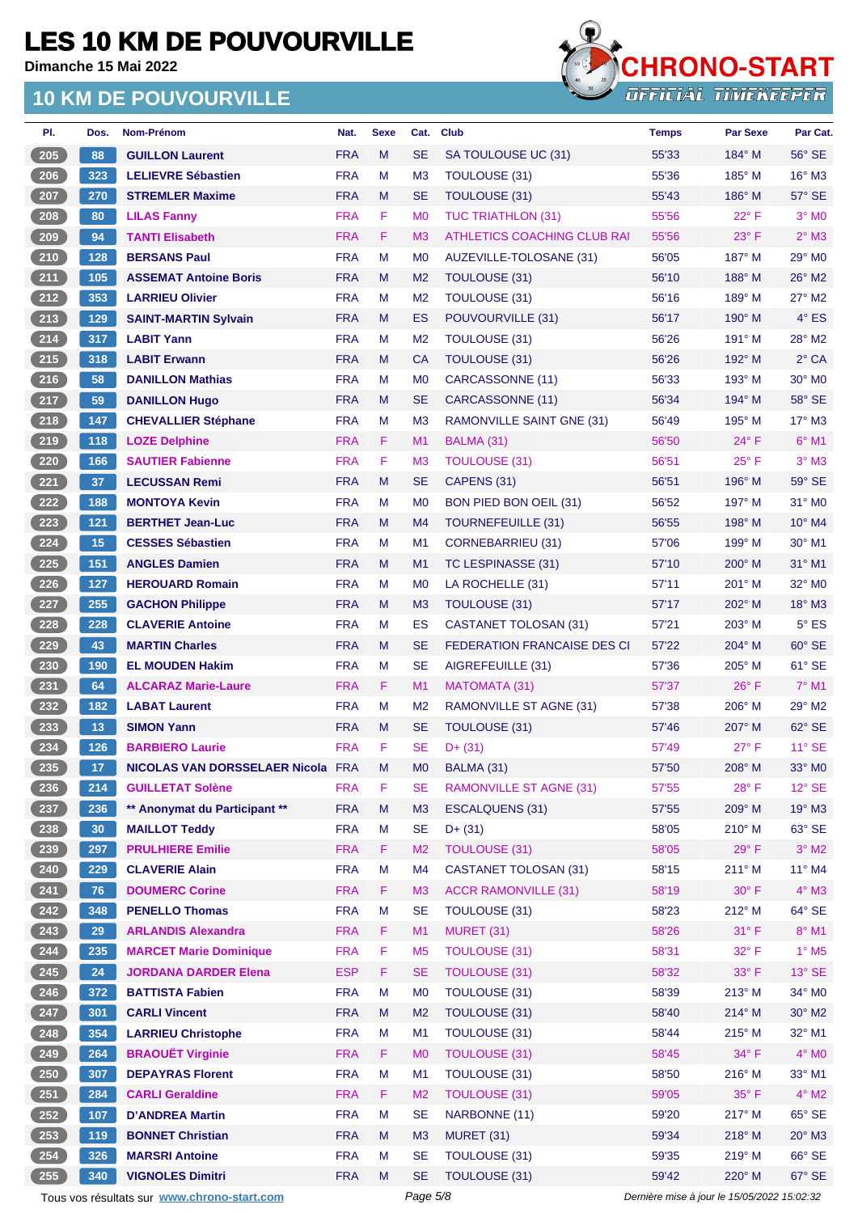# LES 10 KM DE POUVOURVILLE

**Dimanche 15 Mai 2022**

## 10 KM DE POUVOURVILLE

| Pl. | Dos. | Nom-Prénom | Nat. | Sexe | Cat. | Club | Temps | Par Sexe | Par Cat. |
|---|---|---|---|---|---|---|---|---|---|
| 205 | 88 | GUILLON Laurent | FRA | M | SE | SA TOULOUSE UC (31) | 55'33 | 184° M | 56° SE |
| 206 | 323 | LELIEVRE Sébastien | FRA | M | M3 | TOULOUSE (31) | 55'36 | 185° M | 16° M3 |
| 207 | 270 | STREMLER Maxime | FRA | M | SE | TOULOUSE (31) | 55'43 | 186° M | 57° SE |
| 208 | 80 | LILAS Fanny | FRA | F | M0 | TUC TRIATHLON (31) | 55'56 | 22° F | 3° M0 |
| 209 | 94 | TANTI Elisabeth | FRA | F | M3 | ATHLETICS COACHING CLUB RAI | 55'56 | 23° F | 2° M3 |
| 210 | 128 | BERSANS Paul | FRA | M | M0 | AUZEVILLE-TOLOSANE (31) | 56'05 | 187° M | 29° M0 |
| 211 | 105 | ASSEMAT Antoine Boris | FRA | M | M2 | TOULOUSE (31) | 56'10 | 188° M | 26° M2 |
| 212 | 353 | LARRIEU Olivier | FRA | M | M2 | TOULOUSE (31) | 56'16 | 189° M | 27° M2 |
| 213 | 129 | SAINT-MARTIN Sylvain | FRA | M | ES | POUVOURVILLE (31) | 56'17 | 190° M | 4° ES |
| 214 | 317 | LABIT Yann | FRA | M | M2 | TOULOUSE (31) | 56'26 | 191° M | 28° M2 |
| 215 | 318 | LABIT Erwann | FRA | M | CA | TOULOUSE (31) | 56'26 | 192° M | 2° CA |
| 216 | 58 | DANILLON Mathias | FRA | M | M0 | CARCASSONNE (11) | 56'33 | 193° M | 30° M0 |
| 217 | 59 | DANILLON Hugo | FRA | M | SE | CARCASSONNE (11) | 56'34 | 194° M | 58° SE |
| 218 | 147 | CHEVALLIER Stéphane | FRA | M | M3 | RAMONVILLE SAINT GNE (31) | 56'49 | 195° M | 17° M3 |
| 219 | 118 | LOZE Delphine | FRA | F | M1 | BALMA (31) | 56'50 | 24° F | 6° M1 |
| 220 | 166 | SAUTIER Fabienne | FRA | F | M3 | TOULOUSE (31) | 56'51 | 25° F | 3° M3 |
| 221 | 37 | LECUSSAN Remi | FRA | M | SE | CAPENS (31) | 56'51 | 196° M | 59° SE |
| 222 | 188 | MONTOYA Kevin | FRA | M | M0 | BON PIED BON OEIL (31) | 56'52 | 197° M | 31° M0 |
| 223 | 121 | BERTHET Jean-Luc | FRA | M | M4 | TOURNEFEUILLE (31) | 56'55 | 198° M | 10° M4 |
| 224 | 15 | CESSES Sébastien | FRA | M | M1 | CORNEBARRIEU (31) | 57'06 | 199° M | 30° M1 |
| 225 | 151 | ANGLES Damien | FRA | M | M1 | TC LESPINASSE (31) | 57'10 | 200° M | 31° M1 |
| 226 | 127 | HEROUARD Romain | FRA | M | M0 | LA ROCHELLE (31) | 57'11 | 201° M | 32° M0 |
| 227 | 255 | GACHON Philippe | FRA | M | M3 | TOULOUSE (31) | 57'17 | 202° M | 18° M3 |
| 228 | 228 | CLAVERIE Antoine | FRA | M | ES | CASTANET TOLOSAN (31) | 57'21 | 203° M | 5° ES |
| 229 | 43 | MARTIN Charles | FRA | M | SE | FEDERATION FRANCAISE DES CI | 57'22 | 204° M | 60° SE |
| 230 | 190 | EL MOUDEN Hakim | FRA | M | SE | AIGREFEUILLE (31) | 57'36 | 205° M | 61° SE |
| 231 | 64 | ALCARAZ Marie-Laure | FRA | F | M1 | MATOMATA (31) | 57'37 | 26° F | 7° M1 |
| 232 | 182 | LABAT Laurent | FRA | M | M2 | RAMONVILLE ST AGNE (31) | 57'38 | 206° M | 29° M2 |
| 233 | 13 | SIMON Yann | FRA | M | SE | TOULOUSE (31) | 57'46 | 207° M | 62° SE |
| 234 | 126 | BARBIERO Laurie | FRA | F | SE | D+ (31) | 57'49 | 27° F | 11° SE |
| 235 | 17 | NICOLAS VAN DORSSELAER Nicola | FRA | M | M0 | BALMA (31) | 57'50 | 208° M | 33° M0 |
| 236 | 214 | GUILLETAT Solène | FRA | F | SE | RAMONVILLE ST AGNE (31) | 57'55 | 28° F | 12° SE |
| 237 | 236 | ** Anonymat du Participant ** | FRA | M | M3 | ESCALQUENS (31) | 57'55 | 209° M | 19° M3 |
| 238 | 30 | MAILLOT Teddy | FRA | M | SE | D+ (31) | 58'05 | 210° M | 63° SE |
| 239 | 297 | PRULHIERE Emilie | FRA | F | M2 | TOULOUSE (31) | 58'05 | 29° F | 3° M2 |
| 240 | 229 | CLAVERIE Alain | FRA | M | M4 | CASTANET TOLOSAN (31) | 58'15 | 211° M | 11° M4 |
| 241 | 76 | DOUMERC Corine | FRA | F | M3 | ACCR RAMONVILLE (31) | 58'19 | 30° F | 4° M3 |
| 242 | 348 | PENELLO Thomas | FRA | M | SE | TOULOUSE (31) | 58'23 | 212° M | 64° SE |
| 243 | 29 | ARLANDIS Alexandra | FRA | F | M1 | MURET (31) | 58'26 | 31° F | 8° M1 |
| 244 | 235 | MARCET Marie Dominique | FRA | F | M5 | TOULOUSE (31) | 58'31 | 32° F | 1° M5 |
| 245 | 24 | JORDANA DARDER Elena | ESP | F | SE | TOULOUSE (31) | 58'32 | 33° F | 13° SE |
| 246 | 372 | BATTISTA Fabien | FRA | M | M0 | TOULOUSE (31) | 58'39 | 213° M | 34° M0 |
| 247 | 301 | CARLI Vincent | FRA | M | M2 | TOULOUSE (31) | 58'40 | 214° M | 30° M2 |
| 248 | 354 | LARRIEU Christophe | FRA | M | M1 | TOULOUSE (31) | 58'44 | 215° M | 32° M1 |
| 249 | 264 | BRAOUËT Virginie | FRA | F | M0 | TOULOUSE (31) | 58'45 | 34° F | 4° M0 |
| 250 | 307 | DEPAYRAS Florent | FRA | M | M1 | TOULOUSE (31) | 58'50 | 216° M | 33° M1 |
| 251 | 284 | CARLI Geraldine | FRA | F | M2 | TOULOUSE (31) | 59'05 | 35° F | 4° M2 |
| 252 | 107 | D'ANDREA Martin | FRA | M | SE | NARBONNE (11) | 59'20 | 217° M | 65° SE |
| 253 | 119 | BONNET Christian | FRA | M | M3 | MURET (31) | 59'34 | 218° M | 20° M3 |
| 254 | 326 | MARSRI Antoine | FRA | M | SE | TOULOUSE (31) | 59'35 | 219° M | 66° SE |
| 255 | 340 | VIGNOLES Dimitri | FRA | M | SE | TOULOUSE (31) | 59'42 | 220° M | 67° SE |

Tous vos résultats sur www.chrono-start.com — Dernière mise à jour le 15/05/2022 15:02:32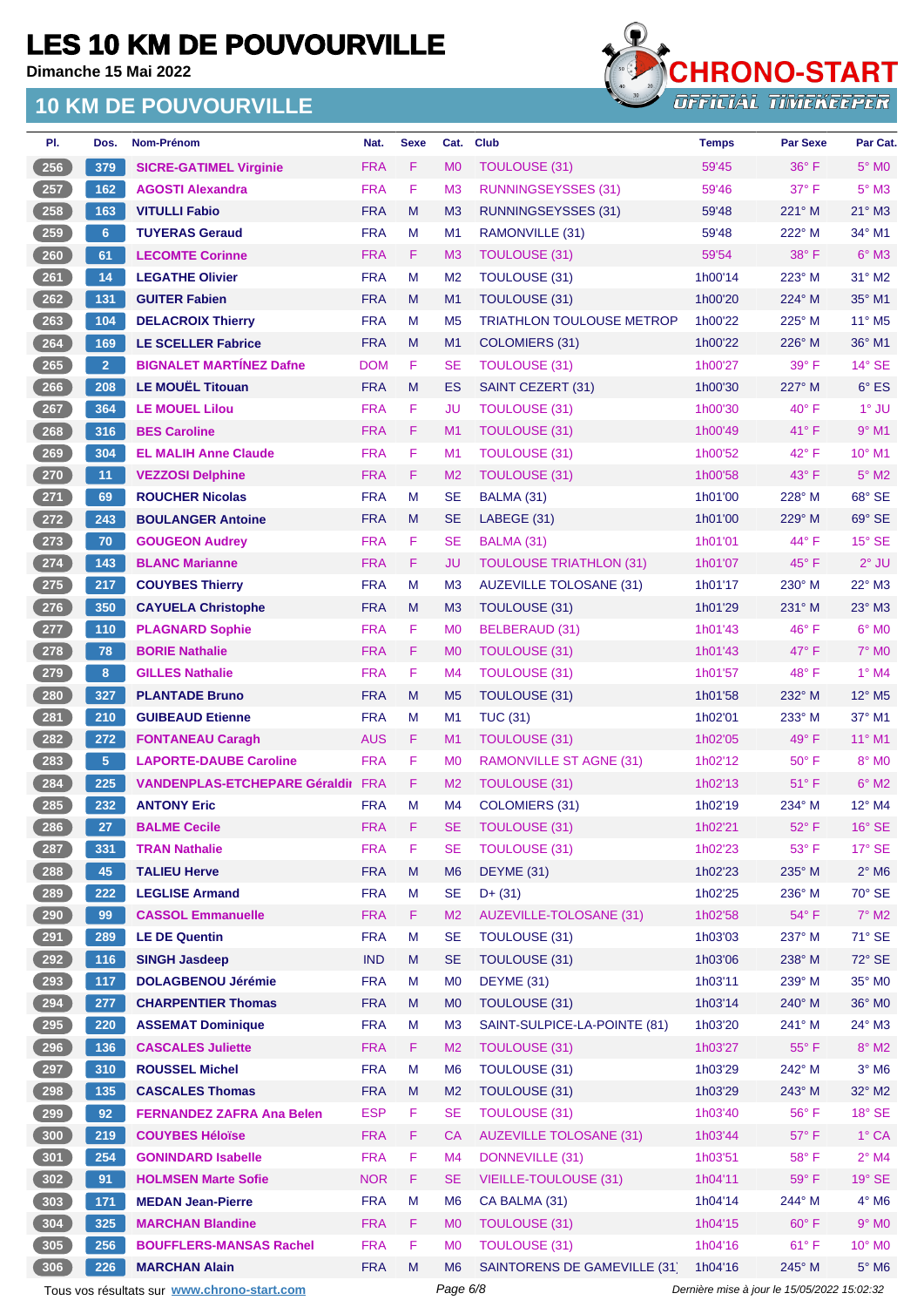# LES 10 KM DE POUVOURVILLE

**Dimanche 15 Mai 2022**

## 10 KM DE POUVOURVILLE

| Pl. | Dos. | Nom-Prénom | Nat. | Sexe | Cat. | Club | Temps | Par Sexe | Par Cat. |
|---|---|---|---|---|---|---|---|---|---|
| 256 | 379 | SICRE-GATIMEL Virginie | FRA | F | M0 | TOULOUSE (31) | 59'45 | 36° F | 5° M0 |
| 257 | 162 | AGOSTI Alexandra | FRA | F | M3 | RUNNINGSEYSSES (31) | 59'46 | 37° F | 5° M3 |
| 258 | 163 | VITULLI Fabio | FRA | M | M3 | RUNNINGSEYSSES (31) | 59'48 | 221° M | 21° M3 |
| 259 | 6 | TUYERAS Geraud | FRA | M | M1 | RAMONVILLE (31) | 59'48 | 222° M | 34° M1 |
| 260 | 61 | LECOMTE Corinne | FRA | F | M3 | TOULOUSE (31) | 59'54 | 38° F | 6° M3 |
| 261 | 14 | LEGATHE Olivier | FRA | M | M2 | TOULOUSE (31) | 1h00'14 | 223° M | 31° M2 |
| 262 | 131 | GUITER Fabien | FRA | M | M1 | TOULOUSE (31) | 1h00'20 | 224° M | 35° M1 |
| 263 | 104 | DELACROIX Thierry | FRA | M | M5 | TRIATHLON TOULOUSE METROP | 1h00'22 | 225° M | 11° M5 |
| 264 | 169 | LE SCELLER Fabrice | FRA | M | M1 | COLOMIERS (31) | 1h00'22 | 226° M | 36° M1 |
| 265 | 2 | BIGNALET MARTÍNEZ Dafne | DOM | F | SE | TOULOUSE (31) | 1h00'27 | 39° F | 14° SE |
| 266 | 208 | LE MOUËL Titouan | FRA | M | ES | SAINT CEZERT (31) | 1h00'30 | 227° M | 6° ES |
| 267 | 364 | LE MOUEL Lilou | FRA | F | JU | TOULOUSE (31) | 1h00'30 | 40° F | 1° JU |
| 268 | 316 | BES Caroline | FRA | F | M1 | TOULOUSE (31) | 1h00'49 | 41° F | 9° M1 |
| 269 | 304 | EL MALIH Anne Claude | FRA | F | M1 | TOULOUSE (31) | 1h00'52 | 42° F | 10° M1 |
| 270 | 11 | VEZZOSI Delphine | FRA | F | M2 | TOULOUSE (31) | 1h00'58 | 43° F | 5° M2 |
| 271 | 69 | ROUCHER Nicolas | FRA | M | SE | BALMA (31) | 1h01'00 | 228° M | 68° SE |
| 272 | 243 | BOULANGER Antoine | FRA | M | SE | LABEGE (31) | 1h01'00 | 229° M | 69° SE |
| 273 | 70 | GOUGEON Audrey | FRA | F | SE | BALMA (31) | 1h01'01 | 44° F | 15° SE |
| 274 | 143 | BLANC Marianne | FRA | F | JU | TOULOUSE TRIATHLON (31) | 1h01'07 | 45° F | 2° JU |
| 275 | 217 | COUYBES Thierry | FRA | M | M3 | AUZEVILLE TOLOSANE (31) | 1h01'17 | 230° M | 22° M3 |
| 276 | 350 | CAYUELA Christophe | FRA | M | M3 | TOULOUSE (31) | 1h01'29 | 231° M | 23° M3 |
| 277 | 110 | PLAGNARD Sophie | FRA | F | M0 | BELBERAUD (31) | 1h01'43 | 46° F | 6° M0 |
| 278 | 78 | BORIE Nathalie | FRA | F | M0 | TOULOUSE (31) | 1h01'43 | 47° F | 7° M0 |
| 279 | 8 | GILLES Nathalie | FRA | F | M4 | TOULOUSE (31) | 1h01'57 | 48° F | 1° M4 |
| 280 | 327 | PLANTADE Bruno | FRA | M | M5 | TOULOUSE (31) | 1h01'58 | 232° M | 12° M5 |
| 281 | 210 | GUIBEAUD Etienne | FRA | M | M1 | TUC (31) | 1h02'01 | 233° M | 37° M1 |
| 282 | 272 | FONTANEAU Caragh | AUS | F | M1 | TOULOUSE (31) | 1h02'05 | 49° F | 11° M1 |
| 283 | 5 | LAPORTE-DAUBE Caroline | FRA | F | M0 | RAMONVILLE ST AGNE (31) | 1h02'12 | 50° F | 8° M0 |
| 284 | 225 | VANDENPLAS-ETCHEPARE Géraldi | FRA | F | M2 | TOULOUSE (31) | 1h02'13 | 51° F | 6° M2 |
| 285 | 232 | ANTONY Eric | FRA | M | M4 | COLOMIERS (31) | 1h02'19 | 234° M | 12° M4 |
| 286 | 27 | BALME Cecile | FRA | F | SE | TOULOUSE (31) | 1h02'21 | 52° F | 16° SE |
| 287 | 331 | TRAN Nathalie | FRA | F | SE | TOULOUSE (31) | 1h02'23 | 53° F | 17° SE |
| 288 | 45 | TALIEU Herve | FRA | M | M6 | DEYME (31) | 1h02'23 | 235° M | 2° M6 |
| 289 | 222 | LEGLISE Armand | FRA | M | SE | D+ (31) | 1h02'25 | 236° M | 70° SE |
| 290 | 99 | CASSOL Emmanuelle | FRA | F | M2 | AUZEVILLE-TOLOSANE (31) | 1h02'58 | 54° F | 7° M2 |
| 291 | 289 | LE DE Quentin | FRA | M | SE | TOULOUSE (31) | 1h03'03 | 237° M | 71° SE |
| 292 | 116 | SINGH Jasdeep | IND | M | SE | TOULOUSE (31) | 1h03'06 | 238° M | 72° SE |
| 293 | 117 | DOLAGBENOU Jérémie | FRA | M | M0 | DEYME (31) | 1h03'11 | 239° M | 35° M0 |
| 294 | 277 | CHARPENTIER Thomas | FRA | M | M0 | TOULOUSE (31) | 1h03'14 | 240° M | 36° M0 |
| 295 | 220 | ASSEMAT Dominique | FRA | M | M3 | SAINT-SULPICE-LA-POINTE (81) | 1h03'20 | 241° M | 24° M3 |
| 296 | 136 | CASCALES Juliette | FRA | F | M2 | TOULOUSE (31) | 1h03'27 | 55° F | 8° M2 |
| 297 | 310 | ROUSSEL Michel | FRA | M | M6 | TOULOUSE (31) | 1h03'29 | 242° M | 3° M6 |
| 298 | 135 | CASCALES Thomas | FRA | M | M2 | TOULOUSE (31) | 1h03'29 | 243° M | 32° M2 |
| 299 | 92 | FERNANDEZ ZAFRA Ana Belen | ESP | F | SE | TOULOUSE (31) | 1h03'40 | 56° F | 18° SE |
| 300 | 219 | COUYBES Héloïse | FRA | F | CA | AUZEVILLE TOLOSANE (31) | 1h03'44 | 57° F | 1° CA |
| 301 | 254 | GONINDARD Isabelle | FRA | F | M4 | DONNEVILLE (31) | 1h03'51 | 58° F | 2° M4 |
| 302 | 91 | HOLMSEN Marte Sofie | NOR | F | SE | VIEILLE-TOULOUSE (31) | 1h04'11 | 59° F | 19° SE |
| 303 | 171 | MEDAN Jean-Pierre | FRA | M | M6 | CA BALMA (31) | 1h04'14 | 244° M | 4° M6 |
| 304 | 325 | MARCHAN Blandine | FRA | F | M0 | TOULOUSE (31) | 1h04'15 | 60° F | 9° M0 |
| 305 | 256 | BOUFFLERS-MANSAS Rachel | FRA | F | M0 | TOULOUSE (31) | 1h04'16 | 61° F | 10° M0 |
| 306 | 226 | MARCHAN Alain | FRA | M | M6 | SAINTORENS DE GAMEVILLE (31) | 1h04'16 | 245° M | 5° M6 |

Tous vos résultats sur www.chrono-start.com

Dernière mise à jour le 15/05/2022 15:02:32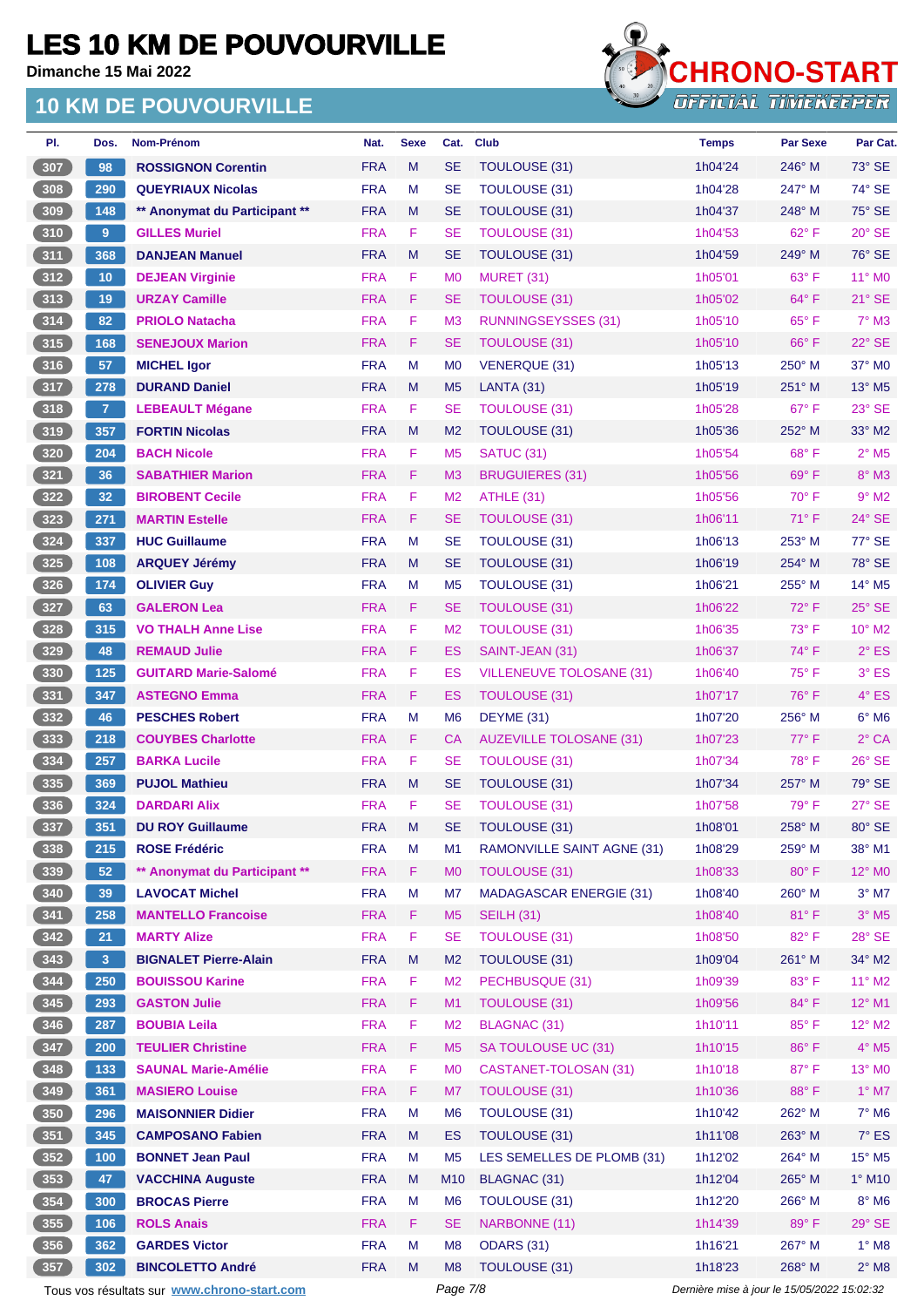# LES 10 KM DE POUVOURVILLE

**Dimanche 15 Mai 2022**

## 10 KM DE POUVOURVILLE

| Pl. | Dos. | Nom-Prénom | Nat. | Sexe | Cat. | Club | Temps | Par Sexe | Par Cat. |
|---|---|---|---|---|---|---|---|---|---|
| 307 | 98 | ROSSIGNON Corentin | FRA | M | SE | TOULOUSE (31) | 1h04'24 | 246° M | 73° SE |
| 308 | 290 | QUEYRIAUX Nicolas | FRA | M | SE | TOULOUSE (31) | 1h04'28 | 247° M | 74° SE |
| 309 | 148 | ** Anonymat du Participant ** | FRA | M | SE | TOULOUSE (31) | 1h04'37 | 248° M | 75° SE |
| 310 | 9 | GILLES Muriel | FRA | F | SE | TOULOUSE (31) | 1h04'53 | 62° F | 20° SE |
| 311 | 368 | DANJEAN Manuel | FRA | M | SE | TOULOUSE (31) | 1h04'59 | 249° M | 76° SE |
| 312 | 10 | DEJEAN Virginie | FRA | F | M0 | MURET (31) | 1h05'01 | 63° F | 11° M0 |
| 313 | 19 | URZAY Camille | FRA | F | SE | TOULOUSE (31) | 1h05'02 | 64° F | 21° SE |
| 314 | 82 | PRIOLO Natacha | FRA | F | M3 | RUNNINGSEYSSES (31) | 1h05'10 | 65° F | 7° M3 |
| 315 | 168 | SENEJOUX Marion | FRA | F | SE | TOULOUSE (31) | 1h05'10 | 66° F | 22° SE |
| 316 | 57 | MICHEL Igor | FRA | M | M0 | VENERQUE (31) | 1h05'13 | 250° M | 37° M0 |
| 317 | 278 | DURAND Daniel | FRA | M | M5 | LANTA (31) | 1h05'19 | 251° M | 13° M5 |
| 318 | 7 | LEBEAULT Mégane | FRA | F | SE | TOULOUSE (31) | 1h05'28 | 67° F | 23° SE |
| 319 | 357 | FORTIN Nicolas | FRA | M | M2 | TOULOUSE (31) | 1h05'36 | 252° M | 33° M2 |
| 320 | 204 | BACH Nicole | FRA | F | M5 | SATUC (31) | 1h05'54 | 68° F | 2° M5 |
| 321 | 36 | SABATHIER Marion | FRA | F | M3 | BRUGUIERES (31) | 1h05'56 | 69° F | 8° M3 |
| 322 | 32 | BIROBENT Cecile | FRA | F | M2 | ATHLE (31) | 1h05'56 | 70° F | 9° M2 |
| 323 | 271 | MARTIN Estelle | FRA | F | SE | TOULOUSE (31) | 1h06'11 | 71° F | 24° SE |
| 324 | 337 | HUC Guillaume | FRA | M | SE | TOULOUSE (31) | 1h06'13 | 253° M | 77° SE |
| 325 | 108 | ARQUEY Jérémy | FRA | M | SE | TOULOUSE (31) | 1h06'19 | 254° M | 78° SE |
| 326 | 174 | OLIVIER Guy | FRA | M | M5 | TOULOUSE (31) | 1h06'21 | 255° M | 14° M5 |
| 327 | 63 | GALERON Lea | FRA | F | SE | TOULOUSE (31) | 1h06'22 | 72° F | 25° SE |
| 328 | 315 | VO THALH Anne Lise | FRA | F | M2 | TOULOUSE (31) | 1h06'35 | 73° F | 10° M2 |
| 329 | 48 | REMAUD Julie | FRA | F | ES | SAINT-JEAN (31) | 1h06'37 | 74° F | 2° ES |
| 330 | 125 | GUITARD Marie-Salomé | FRA | F | ES | VILLENEUVE TOLOSANE (31) | 1h06'40 | 75° F | 3° ES |
| 331 | 347 | ASTEGNO Emma | FRA | F | ES | TOULOUSE (31) | 1h07'17 | 76° F | 4° ES |
| 332 | 46 | PESCHES Robert | FRA | M | M6 | DEYME (31) | 1h07'20 | 256° M | 6° M6 |
| 333 | 218 | COUYBES Charlotte | FRA | F | CA | AUZEVILLE TOLOSANE (31) | 1h07'23 | 77° F | 2° CA |
| 334 | 257 | BARKA Lucile | FRA | F | SE | TOULOUSE (31) | 1h07'34 | 78° F | 26° SE |
| 335 | 369 | PUJOL Mathieu | FRA | M | SE | TOULOUSE (31) | 1h07'34 | 257° M | 79° SE |
| 336 | 324 | DARDARI Alix | FRA | F | SE | TOULOUSE (31) | 1h07'58 | 79° F | 27° SE |
| 337 | 351 | DU ROY Guillaume | FRA | M | SE | TOULOUSE (31) | 1h08'01 | 258° M | 80° SE |
| 338 | 215 | ROSE Frédéric | FRA | M | M1 | RAMONVILLE SAINT AGNE (31) | 1h08'29 | 259° M | 38° M1 |
| 339 | 52 | ** Anonymat du Participant ** | FRA | F | M0 | TOULOUSE (31) | 1h08'33 | 80° F | 12° M0 |
| 340 | 39 | LAVOCAT Michel | FRA | M | M7 | MADAGASCAR ENERGIE (31) | 1h08'40 | 260° M | 3° M7 |
| 341 | 258 | MANTELLO Francoise | FRA | F | M5 | SEILH (31) | 1h08'40 | 81° F | 3° M5 |
| 342 | 21 | MARTY Alize | FRA | F | SE | TOULOUSE (31) | 1h08'50 | 82° F | 28° SE |
| 343 | 3 | BIGNALET Pierre-Alain | FRA | M | M2 | TOULOUSE (31) | 1h09'04 | 261° M | 34° M2 |
| 344 | 250 | BOUISSOU Karine | FRA | F | M2 | PECHBUSQUE (31) | 1h09'39 | 83° F | 11° M2 |
| 345 | 293 | GASTON Julie | FRA | F | M1 | TOULOUSE (31) | 1h09'56 | 84° F | 12° M1 |
| 346 | 287 | BOUBIA Leila | FRA | F | M2 | BLAGNAC (31) | 1h10'11 | 85° F | 12° M2 |
| 347 | 200 | TEULIER Christine | FRA | F | M5 | SA TOULOUSE UC (31) | 1h10'15 | 86° F | 4° M5 |
| 348 | 133 | SAUNAL Marie-Amélie | FRA | F | M0 | CASTANET-TOLOSAN (31) | 1h10'18 | 87° F | 13° M0 |
| 349 | 361 | MASIERO Louise | FRA | F | M7 | TOULOUSE (31) | 1h10'36 | 88° F | 1° M7 |
| 350 | 296 | MAISONNIER Didier | FRA | M | M6 | TOULOUSE (31) | 1h10'42 | 262° M | 7° M6 |
| 351 | 345 | CAMPOSANO Fabien | FRA | M | ES | TOULOUSE (31) | 1h11'08 | 263° M | 7° ES |
| 352 | 100 | BONNET Jean Paul | FRA | M | M5 | LES SEMELLES DE PLOMB (31) | 1h12'02 | 264° M | 15° M5 |
| 353 | 47 | VACCHINA Auguste | FRA | M | M10 | BLAGNAC (31) | 1h12'04 | 265° M | 1° M10 |
| 354 | 300 | BROCAS Pierre | FRA | M | M6 | TOULOUSE (31) | 1h12'20 | 266° M | 8° M6 |
| 355 | 106 | ROLS Anais | FRA | F | SE | NARBONNE (11) | 1h14'39 | 89° F | 29° SE |
| 356 | 362 | GARDES Victor | FRA | M | M8 | ODARS (31) | 1h16'21 | 267° M | 1° M8 |
| 357 | 302 | BINCOLETTO André | FRA | M | M8 | TOULOUSE (31) | 1h18'23 | 268° M | 2° M8 |

Tous vos résultats sur www.chrono-start.com — Dernière mise à jour le 15/05/2022 15:02:32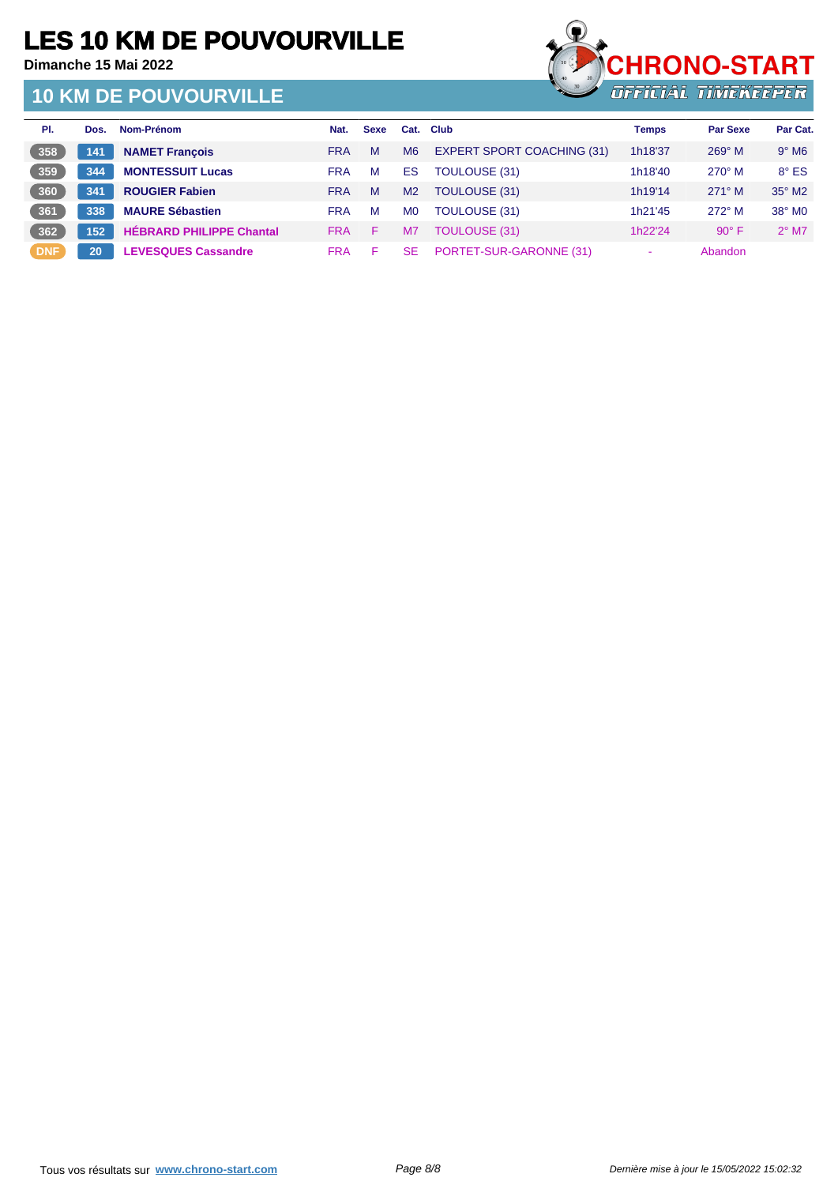# LES 10 KM DE POUVOURVILLE

**Dimanche 15 Mai 2022**

CHRONO-START
OFFICIAL TIMEKEEPER

## 10 KM DE POUVOURVILLE

| Pl. | Dos. | Nom-Prénom | Nat. | Sexe | Cat. | Club | Temps | Par Sexe | Par Cat. |
|---|---|---|---|---|---|---|---|---|---|
| 358 | 141 | **NAMET François** | FRA | M | M6 | EXPERT SPORT COACHING (31) | 1h18'37 | 269° M | 9° M6 |
| 359 | 344 | **MONTESSUIT Lucas** | FRA | M | ES | TOULOUSE (31) | 1h18'40 | 270° M | 8° ES |
| 360 | 341 | **ROUGIER Fabien** | FRA | M | M2 | TOULOUSE (31) | 1h19'14 | 271° M | 35° M2 |
| 361 | 338 | **MAURE Sébastien** | FRA | M | M0 | TOULOUSE (31) | 1h21'45 | 272° M | 38° M0 |
| 362 | 152 | **HÉBRARD PHILIPPE Chantal** | FRA | F | M7 | TOULOUSE (31) | 1h22'24 | 90° F | 2° M7 |
| DNF | 20 | **LEVESQUES Cassandre** | FRA | F | SE | PORTET-SUR-GARONNE (31) | - | Abandon | |

Tous vos résultats sur www.chrono-start.com

*Dernière mise à jour le 15/05/2022 15:02:32*